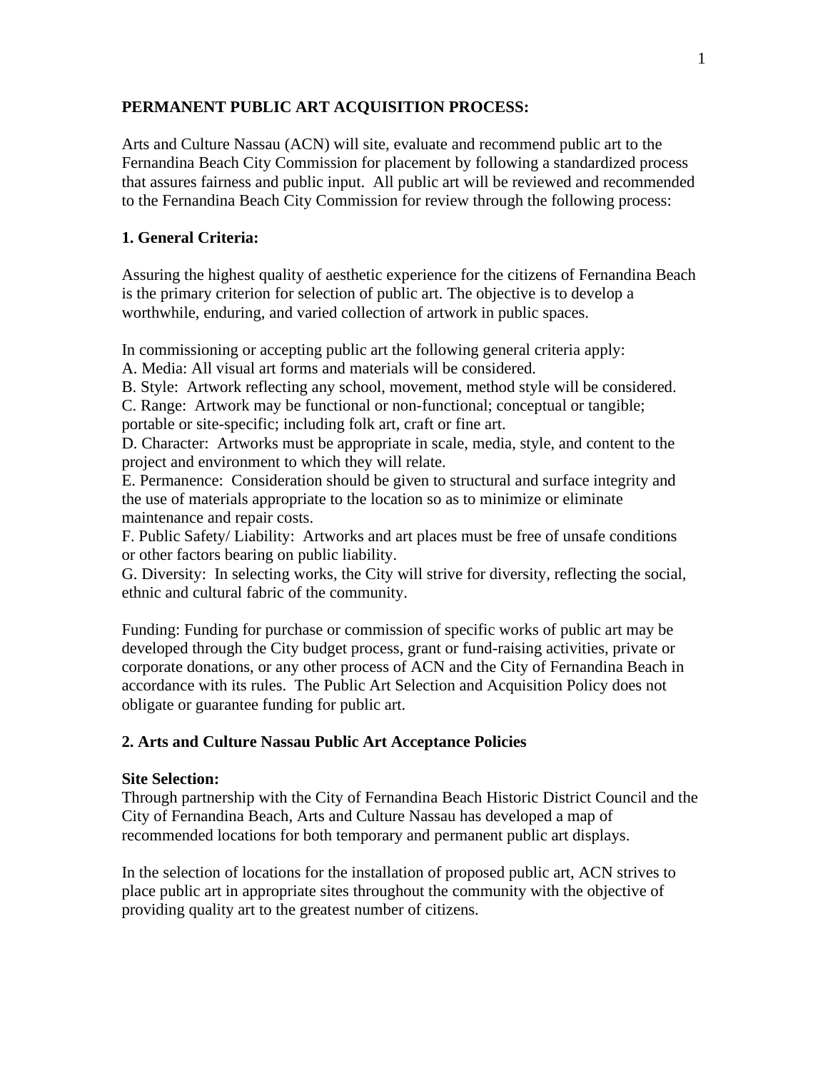# PERMANENT PUBLIC ART ACQUISITION PROCESS:

Arts and Culture Nassau (ACN) will site, evaluate and recommend public art to the Fernandina Beach City Commission for placement by following a standardized process that assures fairness and public input. All public art will be reviewed and recommended to the Fernandina Beach City Commission for review through the following process:

## 1. General Criteria:

Assuring the highest quality of aesthetic experience for the citizens of Fernandina Beach is the primary criterion for selection of public art. The objective is to develop a worthwhile, enduring, and varied collection of artwork in public spaces.

In commissioning or accepting public art the following general criteria apply:
A. Media: All visual art forms and materials will be considered.
B. Style: Artwork reflecting any school, movement, method style will be considered.
C. Range: Artwork may be functional or non-functional; conceptual or tangible; portable or site-specific; including folk art, craft or fine art.
D. Character: Artworks must be appropriate in scale, media, style, and content to the project and environment to which they will relate.
E. Permanence: Consideration should be given to structural and surface integrity and the use of materials appropriate to the location so as to minimize or eliminate maintenance and repair costs.
F. Public Safety/ Liability: Artworks and art places must be free of unsafe conditions or other factors bearing on public liability.
G. Diversity: In selecting works, the City will strive for diversity, reflecting the social, ethnic and cultural fabric of the community.

Funding: Funding for purchase or commission of specific works of public art may be developed through the City budget process, grant or fund-raising activities, private or corporate donations, or any other process of ACN and the City of Fernandina Beach in accordance with its rules. The Public Art Selection and Acquisition Policy does not obligate or guarantee funding for public art.

## 2. Arts and Culture Nassau Public Art Acceptance Policies

**Site Selection:**
Through partnership with the City of Fernandina Beach Historic District Council and the City of Fernandina Beach, Arts and Culture Nassau has developed a map of recommended locations for both temporary and permanent public art displays.

In the selection of locations for the installation of proposed public art, ACN strives to place public art in appropriate sites throughout the community with the objective of providing quality art to the greatest number of citizens.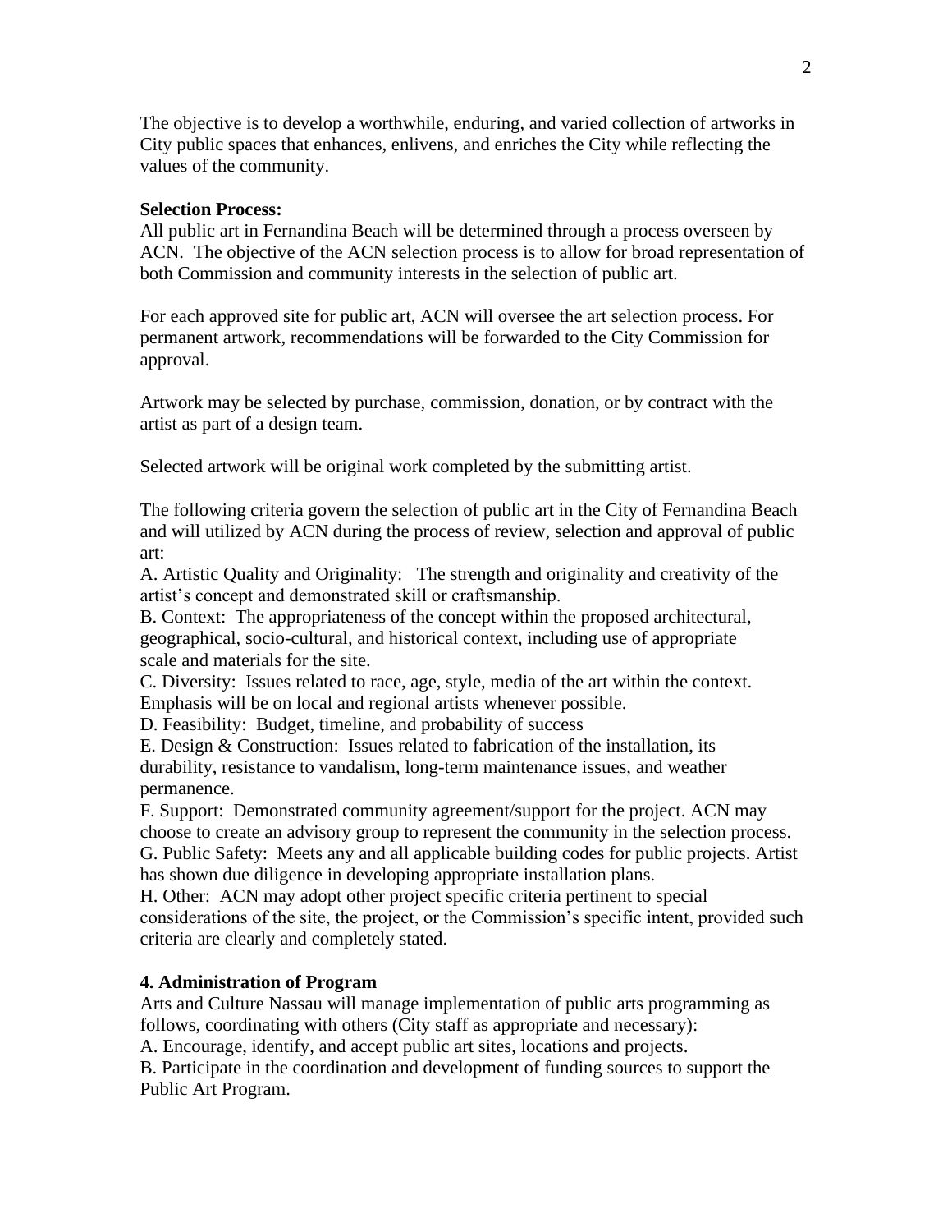The objective is to develop a worthwhile, enduring, and varied collection of artworks in City public spaces that enhances, enlivens, and enriches the City while reflecting the values of the community.

**Selection Process:**

All public art in Fernandina Beach will be determined through a process overseen by ACN. The objective of the ACN selection process is to allow for broad representation of both Commission and community interests in the selection of public art.

For each approved site for public art, ACN will oversee the art selection process. For permanent artwork, recommendations will be forwarded to the City Commission for approval.

Artwork may be selected by purchase, commission, donation, or by contract with the artist as part of a design team.

Selected artwork will be original work completed by the submitting artist.

The following criteria govern the selection of public art in the City of Fernandina Beach and will utilized by ACN during the process of review, selection and approval of public art:

A. Artistic Quality and Originality: The strength and originality and creativity of the artist's concept and demonstrated skill or craftsmanship.

B. Context: The appropriateness of the concept within the proposed architectural, geographical, socio-cultural, and historical context, including use of appropriate scale and materials for the site.

C. Diversity: Issues related to race, age, style, media of the art within the context. Emphasis will be on local and regional artists whenever possible.

D. Feasibility: Budget, timeline, and probability of success

E. Design & Construction: Issues related to fabrication of the installation, its durability, resistance to vandalism, long-term maintenance issues, and weather permanence.

F. Support: Demonstrated community agreement/support for the project. ACN may choose to create an advisory group to represent the community in the selection process.

G. Public Safety: Meets any and all applicable building codes for public projects. Artist has shown due diligence in developing appropriate installation plans.

H. Other: ACN may adopt other project specific criteria pertinent to special considerations of the site, the project, or the Commission's specific intent, provided such criteria are clearly and completely stated.

**4. Administration of Program**

Arts and Culture Nassau will manage implementation of public arts programming as follows, coordinating with others (City staff as appropriate and necessary):

A. Encourage, identify, and accept public art sites, locations and projects.

B. Participate in the coordination and development of funding sources to support the Public Art Program.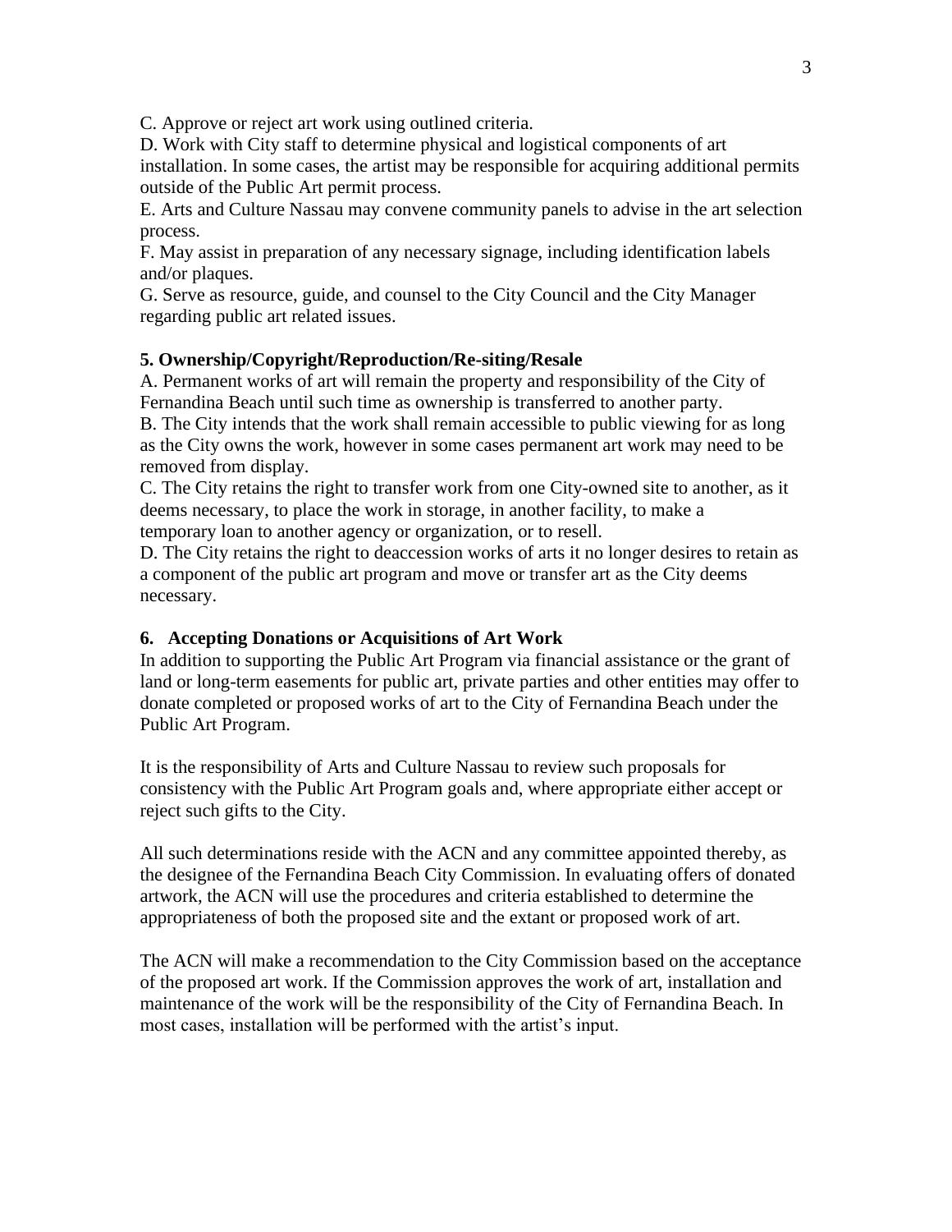C. Approve or reject art work using outlined criteria.
D. Work with City staff to determine physical and logistical components of art installation. In some cases, the artist may be responsible for acquiring additional permits outside of the Public Art permit process.
E. Arts and Culture Nassau may convene community panels to advise in the art selection process.
F. May assist in preparation of any necessary signage, including identification labels and/or plaques.
G. Serve as resource, guide, and counsel to the City Council and the City Manager regarding public art related issues.

**5. Ownership/Copyright/Reproduction/Re-siting/Resale**

A. Permanent works of art will remain the property and responsibility of the City of Fernandina Beach until such time as ownership is transferred to another party.
B. The City intends that the work shall remain accessible to public viewing for as long as the City owns the work, however in some cases permanent art work may need to be removed from display.
C. The City retains the right to transfer work from one City-owned site to another, as it deems necessary, to place the work in storage, in another facility, to make a temporary loan to another agency or organization, or to resell.
D. The City retains the right to deaccession works of arts it no longer desires to retain as a component of the public art program and move or transfer art as the City deems necessary.

**6. Accepting Donations or Acquisitions of Art Work**

In addition to supporting the Public Art Program via financial assistance or the grant of land or long-term easements for public art, private parties and other entities may offer to donate completed or proposed works of art to the City of Fernandina Beach under the Public Art Program.

It is the responsibility of Arts and Culture Nassau to review such proposals for consistency with the Public Art Program goals and, where appropriate either accept or reject such gifts to the City.

All such determinations reside with the ACN and any committee appointed thereby, as the designee of the Fernandina Beach City Commission. In evaluating offers of donated artwork, the ACN will use the procedures and criteria established to determine the appropriateness of both the proposed site and the extant or proposed work of art.

The ACN will make a recommendation to the City Commission based on the acceptance of the proposed art work. If the Commission approves the work of art, installation and maintenance of the work will be the responsibility of the City of Fernandina Beach. In most cases, installation will be performed with the artist's input.